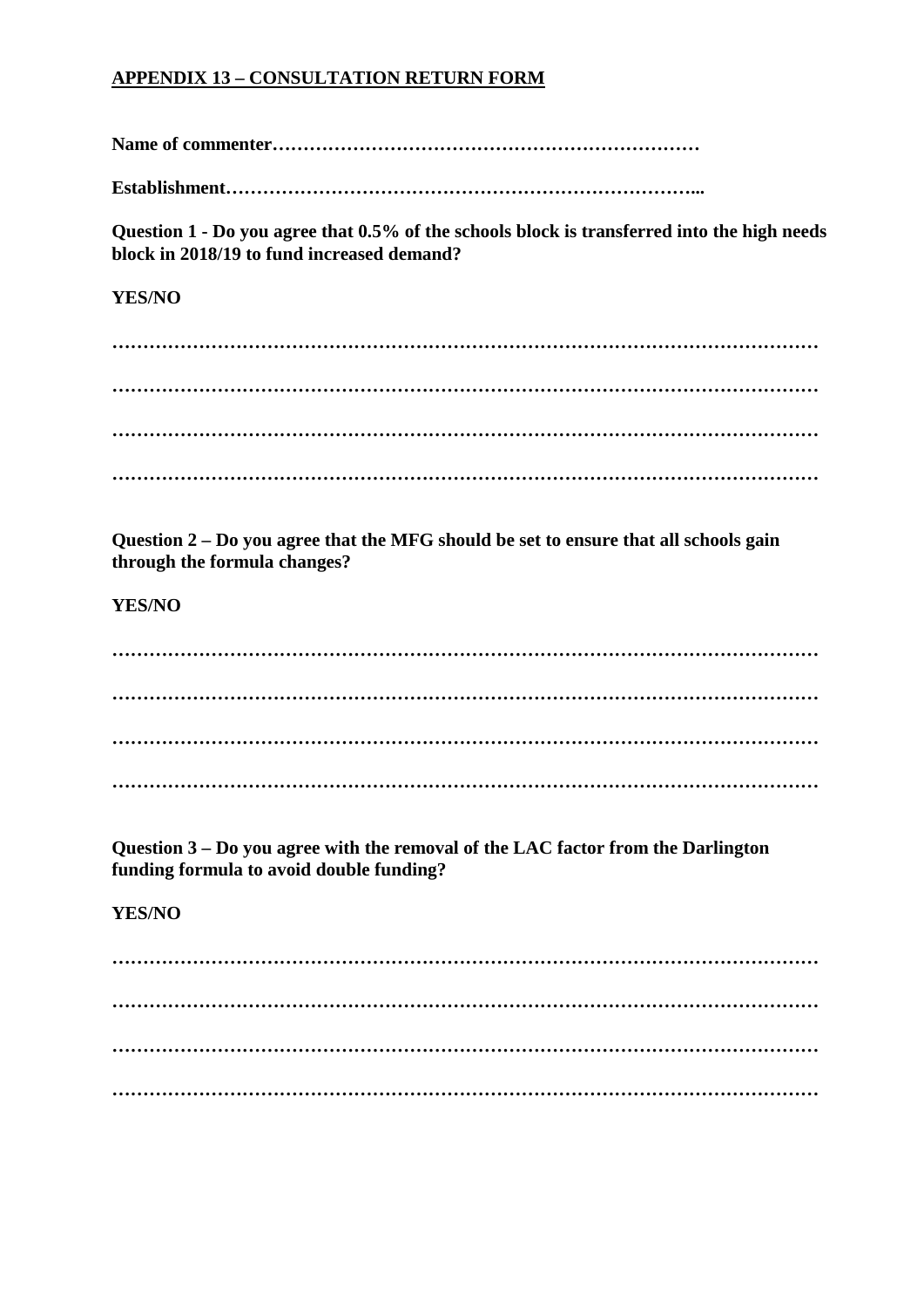## APPENDIX 13 – CONSULTATION RETURN FORM

**Name of commenter……………………………………………………………**

**Establishment…………………………………………………………………...**

**Question 1 - Do you agree that 0.5% of the schools block is transferred into the high needs block in 2018/19 to fund increased demand?**

**YES/NO**

**……………………………………………………………………………………………………**

**……………………………………………………………………………………………………**

**……………………………………………………………………………………………………**

**……………………………………………………………………………………………………**

**Question 2 – Do you agree that the MFG should be set to ensure that all schools gain through the formula changes?**

**YES/NO**

**……………………………………………………………………………………………………**

**……………………………………………………………………………………………………**

**……………………………………………………………………………………………………**

**……………………………………………………………………………………………………**

**Question 3 – Do you agree with the removal of the LAC factor from the Darlington funding formula to avoid double funding?**

**YES/NO**

**……………………………………………………………………………………………………**

**……………………………………………………………………………………………………**

**……………………………………………………………………………………………………**

**……………………………………………………………………………………………………**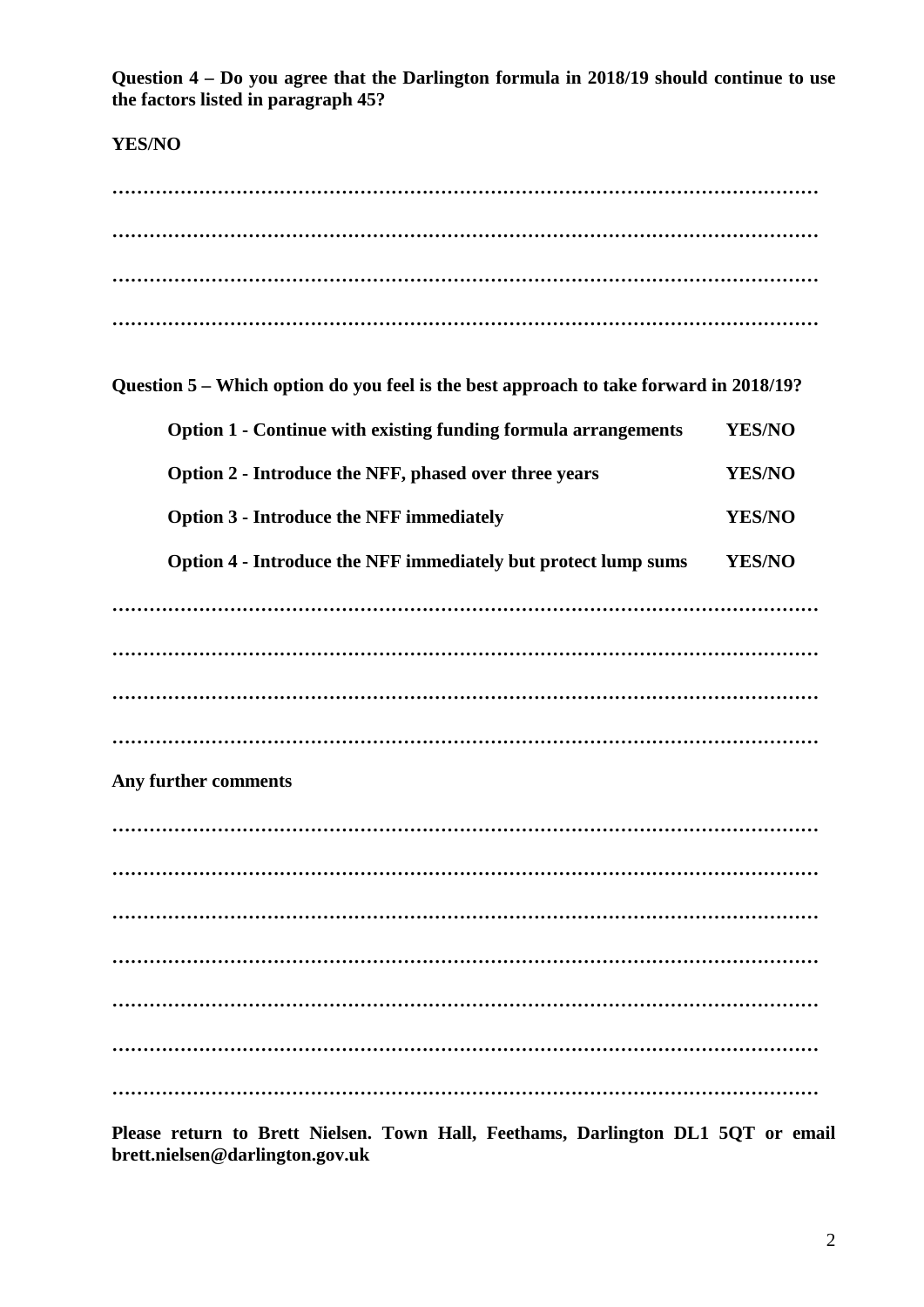**Question 4 – Do you agree that the Darlington formula in 2018/19 should continue to use the factors listed in paragraph 45?**

**YES/NO**

…………………………………………………………………………………………………

…………………………………………………………………………………………………

…………………………………………………………………………………………………

…………………………………………………………………………………………………

**Question 5 – Which option do you feel is the best approach to take forward in 2018/19?**

| | |
|---|---|
| **Option 1 - Continue with existing funding formula arrangements** | **YES/NO** |
| **Option 2 - Introduce the NFF, phased over three years** | **YES/NO** |
| **Option 3 - Introduce the NFF immediately** | **YES/NO** |
| **Option 4 - Introduce the NFF immediately but protect lump sums** | **YES/NO** |

…………………………………………………………………………………………………

…………………………………………………………………………………………………

…………………………………………………………………………………………………

…………………………………………………………………………………………………

**Any further comments**

…………………………………………………………………………………………………

…………………………………………………………………………………………………

…………………………………………………………………………………………………

…………………………………………………………………………………………………

…………………………………………………………………………………………………

…………………………………………………………………………………………………

…………………………………………………………………………………………………

**Please return to Brett Nielsen. Town Hall, Feethams, Darlington DL1 5QT or email brett.nielsen@darlington.gov.uk**